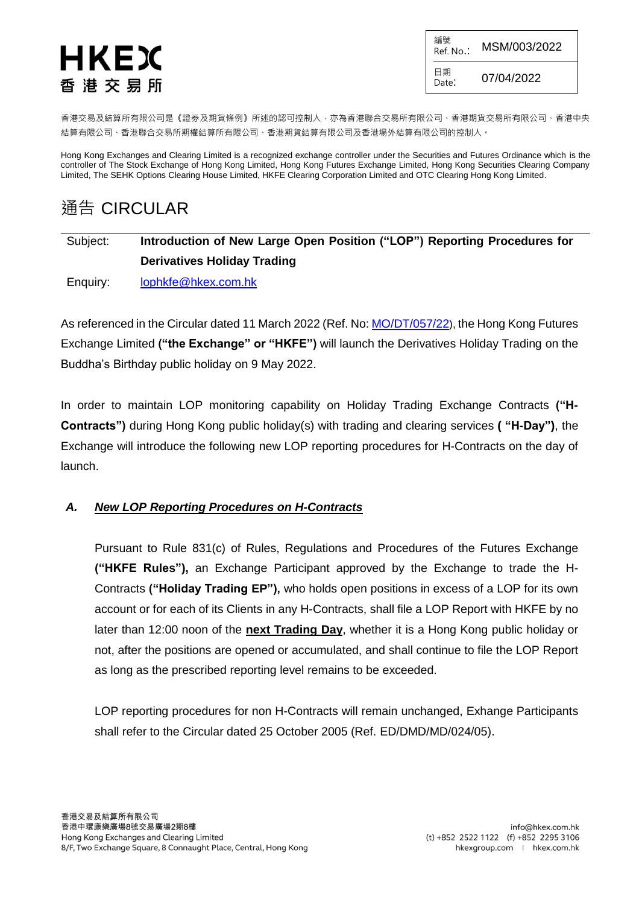# HKEX
# 香港交易所

| 編號 Ref. No.: | MSM/003/2022 |
|---|---|
| 日期 Date: | 07/04/2022 |

香港交易及結算所有限公司是《證券及期貨條例》所述的認可控制人，亦為香港聯合交易所有限公司、香港期貨交易所有限公司、香港中央結算有限公司、香港聯合交易所期權結算所有限公司、香港期貨結算有限公司及香港場外結算有限公司的控制人。

Hong Kong Exchanges and Clearing Limited is a recognized exchange controller under the Securities and Futures Ordinance which is the controller of The Stock Exchange of Hong Kong Limited, Hong Kong Futures Exchange Limited, Hong Kong Securities Clearing Company Limited, The SEHK Options Clearing House Limited, HKFE Clearing Corporation Limited and OTC Clearing Hong Kong Limited.

## 通告 CIRCULAR

Subject: **Introduction of New Large Open Position ("LOP") Reporting Procedures for Derivatives Holiday Trading**

Enquiry: lophkfe@hkex.com.hk

As referenced in the Circular dated 11 March 2022 (Ref. No: MO/DT/057/22), the Hong Kong Futures Exchange Limited **("the Exchange" or "HKFE")** will launch the Derivatives Holiday Trading on the Buddha's Birthday public holiday on 9 May 2022.

In order to maintain LOP monitoring capability on Holiday Trading Exchange Contracts **("H-Contracts")** during Hong Kong public holiday(s) with trading and clearing services **( "H-Day")**, the Exchange will introduce the following new LOP reporting procedures for H-Contracts on the day of launch.

### *A. New LOP Reporting Procedures on H-Contracts*

Pursuant to Rule 831(c) of Rules, Regulations and Procedures of the Futures Exchange **("HKFE Rules"),** an Exchange Participant approved by the Exchange to trade the H-Contracts **("Holiday Trading EP"),** who holds open positions in excess of a LOP for its own account or for each of its Clients in any H-Contracts, shall file a LOP Report with HKFE by no later than 12:00 noon of the **next Trading Day**, whether it is a Hong Kong public holiday or not, after the positions are opened or accumulated, and shall continue to file the LOP Report as long as the prescribed reporting level remains to be exceeded.

LOP reporting procedures for non H-Contracts will remain unchanged, Exhange Participants shall refer to the Circular dated 25 October 2005 (Ref. ED/DMD/MD/024/05).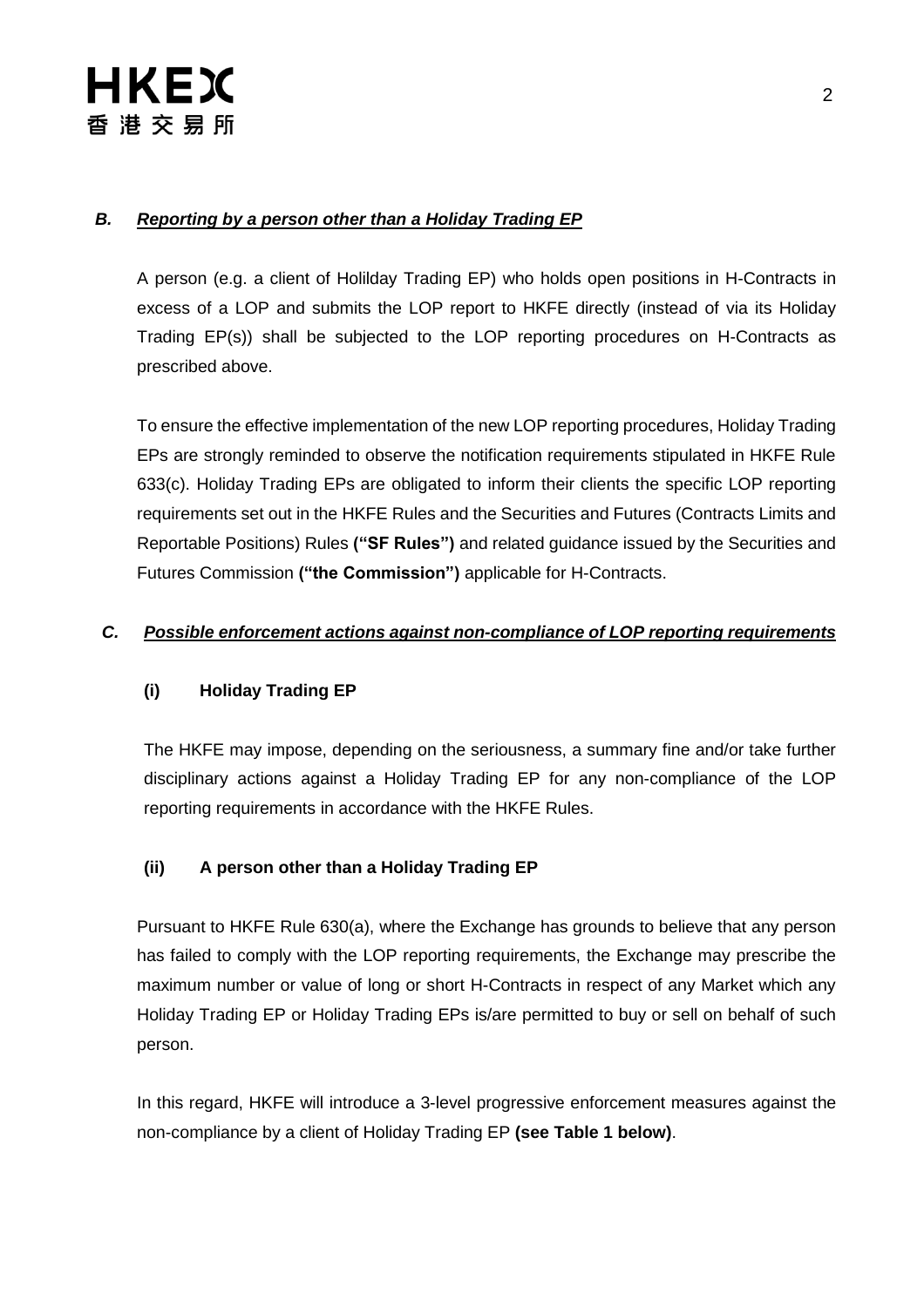### *B. Reporting by a person other than a Holiday Trading EP*

A person (e.g. a client of Holilday Trading EP) who holds open positions in H-Contracts in excess of a LOP and submits the LOP report to HKFE directly (instead of via its Holiday Trading EP(s)) shall be subjected to the LOP reporting procedures on H-Contracts as prescribed above.

To ensure the effective implementation of the new LOP reporting procedures, Holiday Trading EPs are strongly reminded to observe the notification requirements stipulated in HKFE Rule 633(c). Holiday Trading EPs are obligated to inform their clients the specific LOP reporting requirements set out in the HKFE Rules and the Securities and Futures (Contracts Limits and Reportable Positions) Rules **("SF Rules")** and related guidance issued by the Securities and Futures Commission **("the Commission")** applicable for H-Contracts.

### *C. Possible enforcement actions against non-compliance of LOP reporting requirements*

#### (i) Holiday Trading EP

The HKFE may impose, depending on the seriousness, a summary fine and/or take further disciplinary actions against a Holiday Trading EP for any non-compliance of the LOP reporting requirements in accordance with the HKFE Rules.

#### (ii) A person other than a Holiday Trading EP

Pursuant to HKFE Rule 630(a), where the Exchange has grounds to believe that any person has failed to comply with the LOP reporting requirements, the Exchange may prescribe the maximum number or value of long or short H-Contracts in respect of any Market which any Holiday Trading EP or Holiday Trading EPs is/are permitted to buy or sell on behalf of such person.

In this regard, HKFE will introduce a 3-level progressive enforcement measures against the non-compliance by a client of Holiday Trading EP **(see Table 1 below)**.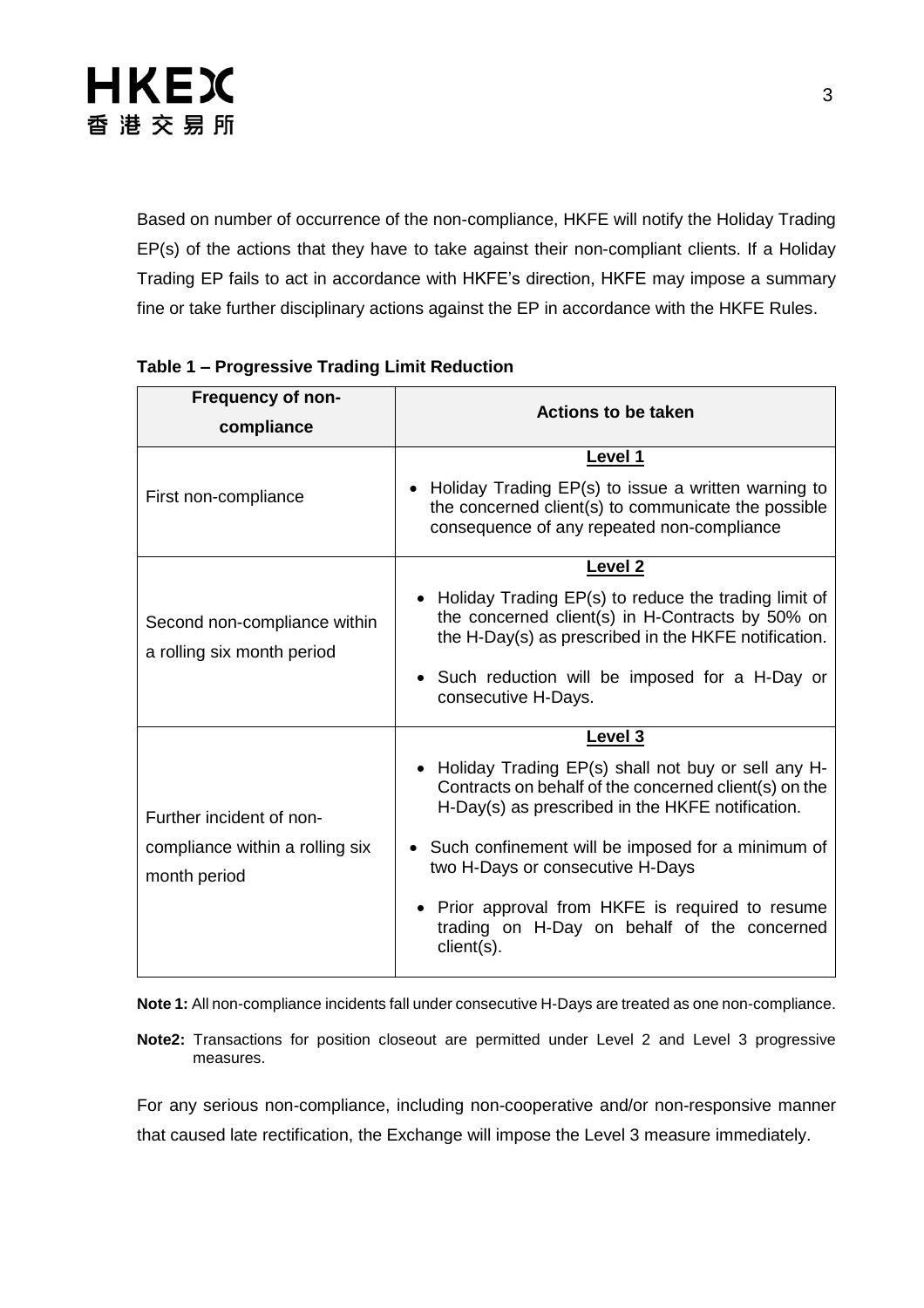Based on number of occurrence of the non-compliance, HKFE will notify the Holiday Trading EP(s) of the actions that they have to take against their non-compliant clients. If a Holiday Trading EP fails to act in accordance with HKFE's direction, HKFE may impose a summary fine or take further disciplinary actions against the EP in accordance with the HKFE Rules.

**Table 1 – Progressive Trading Limit Reduction**

| Frequency of non-compliance | Actions to be taken |
|---|---|
| First non-compliance | **Level 1**<br>• Holiday Trading EP(s) to issue a written warning to the concerned client(s) to communicate the possible consequence of any repeated non-compliance |
| Second non-compliance within a rolling six month period | **Level 2**<br>• Holiday Trading EP(s) to reduce the trading limit of the concerned client(s) in H-Contracts by 50% on the H-Day(s) as prescribed in the HKFE notification.<br>• Such reduction will be imposed for a H-Day or consecutive H-Days. |
| Further incident of non-compliance within a rolling six month period | **Level 3**<br>• Holiday Trading EP(s) shall not buy or sell any H-Contracts on behalf of the concerned client(s) on the H-Day(s) as prescribed in the HKFE notification.<br>• Such confinement will be imposed for a minimum of two H-Days or consecutive H-Days<br>• Prior approval from HKFE is required to resume trading on H-Day on behalf of the concerned client(s). |

**Note 1:** All non-compliance incidents fall under consecutive H-Days are treated as one non-compliance.

**Note2:** Transactions for position closeout are permitted under Level 2 and Level 3 progressive measures.

For any serious non-compliance, including non-cooperative and/or non-responsive manner that caused late rectification, the Exchange will impose the Level 3 measure immediately.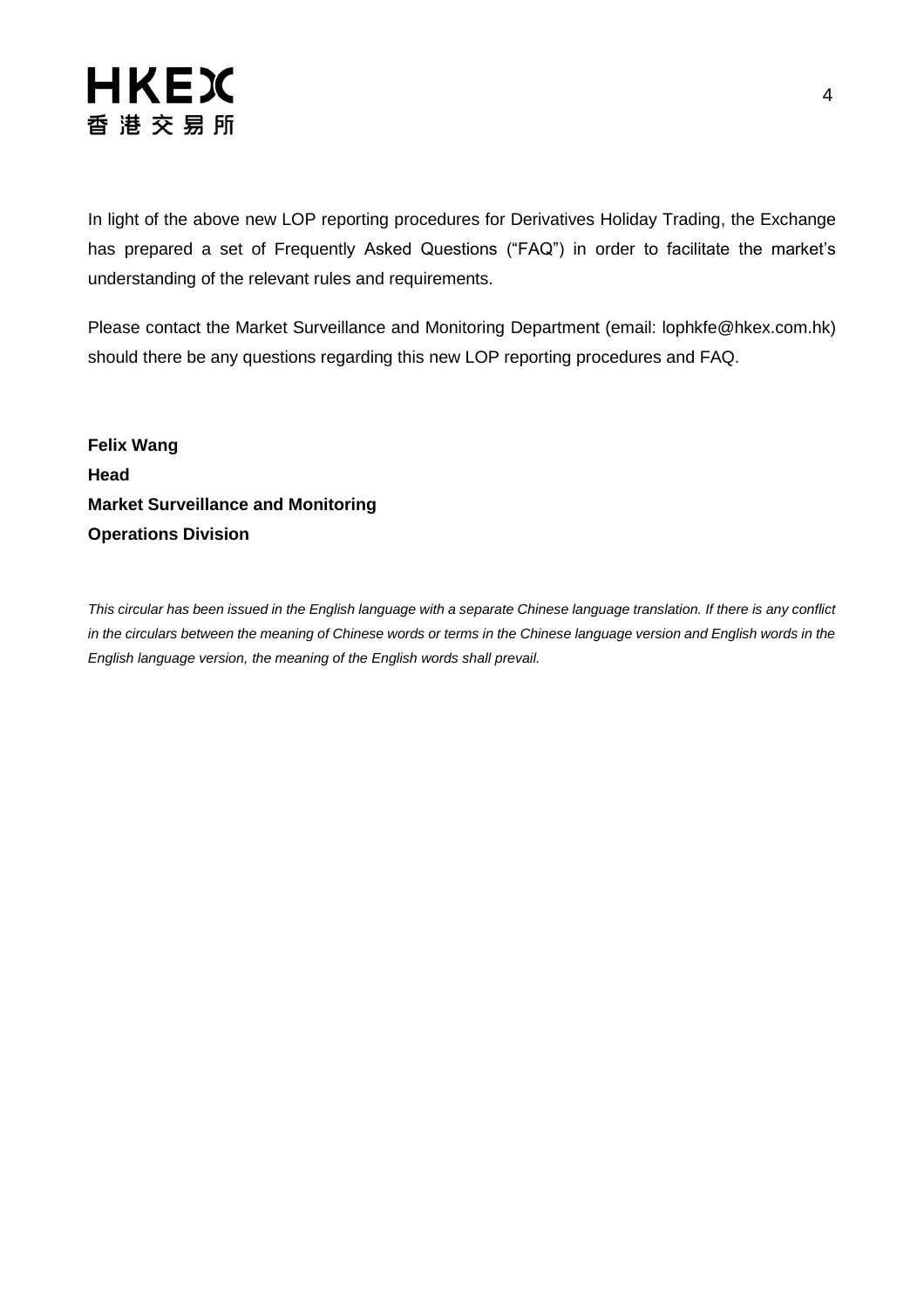In light of the above new LOP reporting procedures for Derivatives Holiday Trading, the Exchange has prepared a set of Frequently Asked Questions ("FAQ") in order to facilitate the market's understanding of the relevant rules and requirements.

Please contact the Market Surveillance and Monitoring Department (email: lophkfe@hkex.com.hk) should there be any questions regarding this new LOP reporting procedures and FAQ.

**Felix Wang**
**Head**
**Market Surveillance and Monitoring**
**Operations Division**

*This circular has been issued in the English language with a separate Chinese language translation. If there is any conflict in the circulars between the meaning of Chinese words or terms in the Chinese language version and English words in the English language version, the meaning of the English words shall prevail.*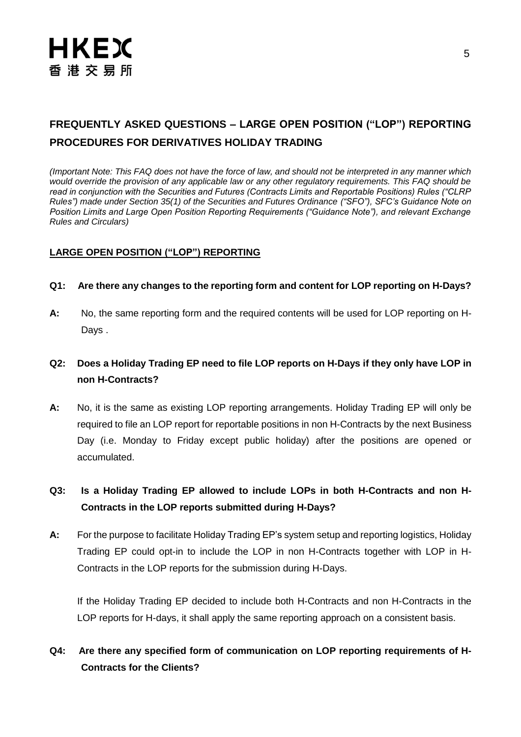# FREQUENTLY ASKED QUESTIONS – LARGE OPEN POSITION ("LOP") REPORTING PROCEDURES FOR DERIVATIVES HOLIDAY TRADING

*(Important Note: This FAQ does not have the force of law, and should not be interpreted in any manner which would override the provision of any applicable law or any other regulatory requirements. This FAQ should be read in conjunction with the Securities and Futures (Contracts Limits and Reportable Positions) Rules ("CLRP Rules") made under Section 35(1) of the Securities and Futures Ordinance ("SFO"), SFC's Guidance Note on Position Limits and Large Open Position Reporting Requirements ("Guidance Note"), and relevant Exchange Rules and Circulars)*

## LARGE OPEN POSITION ("LOP") REPORTING

**Q1: Are there any changes to the reporting form and content for LOP reporting on H-Days?**

**A:** No, the same reporting form and the required contents will be used for LOP reporting on H-Days .

**Q2: Does a Holiday Trading EP need to file LOP reports on H-Days if they only have LOP in non H-Contracts?**

**A:** No, it is the same as existing LOP reporting arrangements. Holiday Trading EP will only be required to file an LOP report for reportable positions in non H-Contracts by the next Business Day (i.e. Monday to Friday except public holiday) after the positions are opened or accumulated.

**Q3: Is a Holiday Trading EP allowed to include LOPs in both H-Contracts and non H-Contracts in the LOP reports submitted during H-Days?**

**A:** For the purpose to facilitate Holiday Trading EP's system setup and reporting logistics, Holiday Trading EP could opt-in to include the LOP in non H-Contracts together with LOP in H-Contracts in the LOP reports for the submission during H-Days.

If the Holiday Trading EP decided to include both H-Contracts and non H-Contracts in the LOP reports for H-days, it shall apply the same reporting approach on a consistent basis.

**Q4: Are there any specified form of communication on LOP reporting requirements of H-Contracts for the Clients?**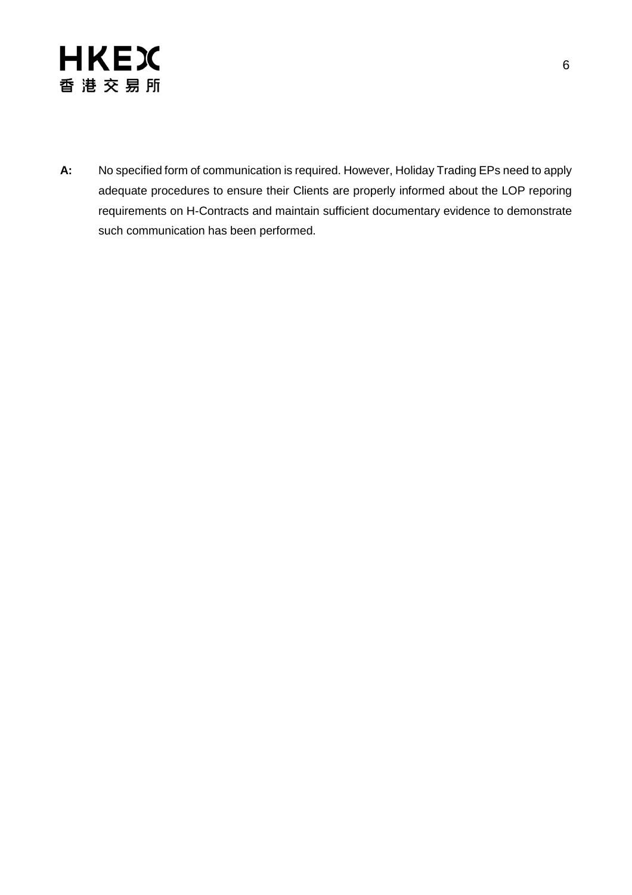**A:** No specified form of communication is required. However, Holiday Trading EPs need to apply adequate procedures to ensure their Clients are properly informed about the LOP reporing requirements on H-Contracts and maintain sufficient documentary evidence to demonstrate such communication has been performed.